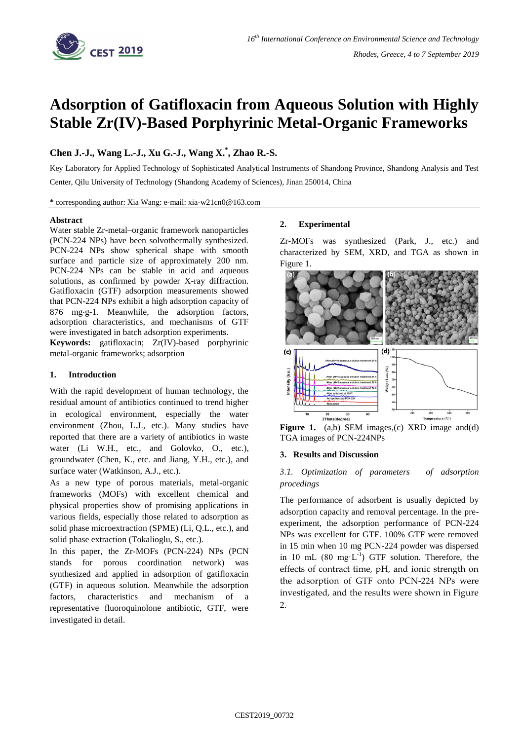# Adsorption of Gatifloxacin from Aqueous Solution with Highly Stable Zr(IV)-Based Porphyrinic Metal-Organic Frameworks

**Chen J.-J., Wang L.-J., Xu G.-J., Wang X.[*], Zhao R.-S.**

Key Laboratory for Applied Technology of Sophisticated Analytical Instruments of Shandong Province, Shandong Analysis and Test Center, Qilu University of Technology (Shandong Academy of Sciences), Jinan 250014, China

**\*** corresponding author: Xia Wang: e-mail: xia-w21cn0@163.com

**Abstract**

Water stable Zr-metal–organic framework nanoparticles (PCN-224 NPs) have been solvothermally synthesized. PCN-224 NPs show spherical shape with smooth surface and particle size of approximately 200 nm. PCN-224 NPs can be stable in acid and aqueous solutions, as confirmed by powder X-ray diffraction. Gatifloxacin (GTF) adsorption measurements showed that PCN-224 NPs exhibit a high adsorption capacity of 876 mg·g-1. Meanwhile, the adsorption factors, adsorption characteristics, and mechanisms of GTF were investigated in batch adsorption experiments.

**Keywords:** gatifloxacin; Zr(IV)-based porphyrinic metal-organic frameworks; adsorption

## 1. Introduction

With the rapid development of human technology, the residual amount of antibiotics continued to trend higher in ecological environment, especially the water environment (Zhou, L.J., etc.). Many studies have reported that there are a variety of antibiotics in waste water (Li W.H., etc., and Golovko, O., etc.), groundwater (Chen, K., etc. and Jiang, Y.H., etc.), and surface water (Watkinson, A.J., etc.).

As a new type of porous materials, metal-organic frameworks (MOFs) with excellent chemical and physical properties show of promising applications in various fields, especially those related to adsorption as solid phase microextraction (SPME) (Li, Q.L., etc.), and solid phase extraction (Tokalioglu, S., etc.).

In this paper, the Zr-MOFs (PCN-224) NPs (PCN stands for porous coordination network) was synthesized and applied in adsorption of gatifloxacin (GTF) in aqueous solution. Meanwhile the adsorption factors, characteristics and mechanism of a representative fluoroquinolone antibiotic, GTF, were investigated in detail.

## 2. Experimental

Zr-MOFs was synthesized (Park, J., etc.) and characterized by SEM, XRD, and TGA as shown in Figure 1.

**Figure 1.** (a,b) SEM images,(c) XRD image and(d) TGA images of PCN-224NPs

## 3. Results and Discussion

### *3.1. Optimization of parameters of adsorption procedings*

The performance of adsorbent is usually depicted by adsorption capacity and removal percentage. In the pre-experiment, the adsorption performance of PCN-224 NPs was excellent for GTF. 100% GTF were removed in 15 min when 10 mg PCN-224 powder was dispersed in 10 mL (80 $mg \cdot L^{-1}$) GTF solution. Therefore, the effects of contract time, pH, and ionic strength on the adsorption of GTF onto PCN-224 NPs were investigated, and the results were shown in Figure 2.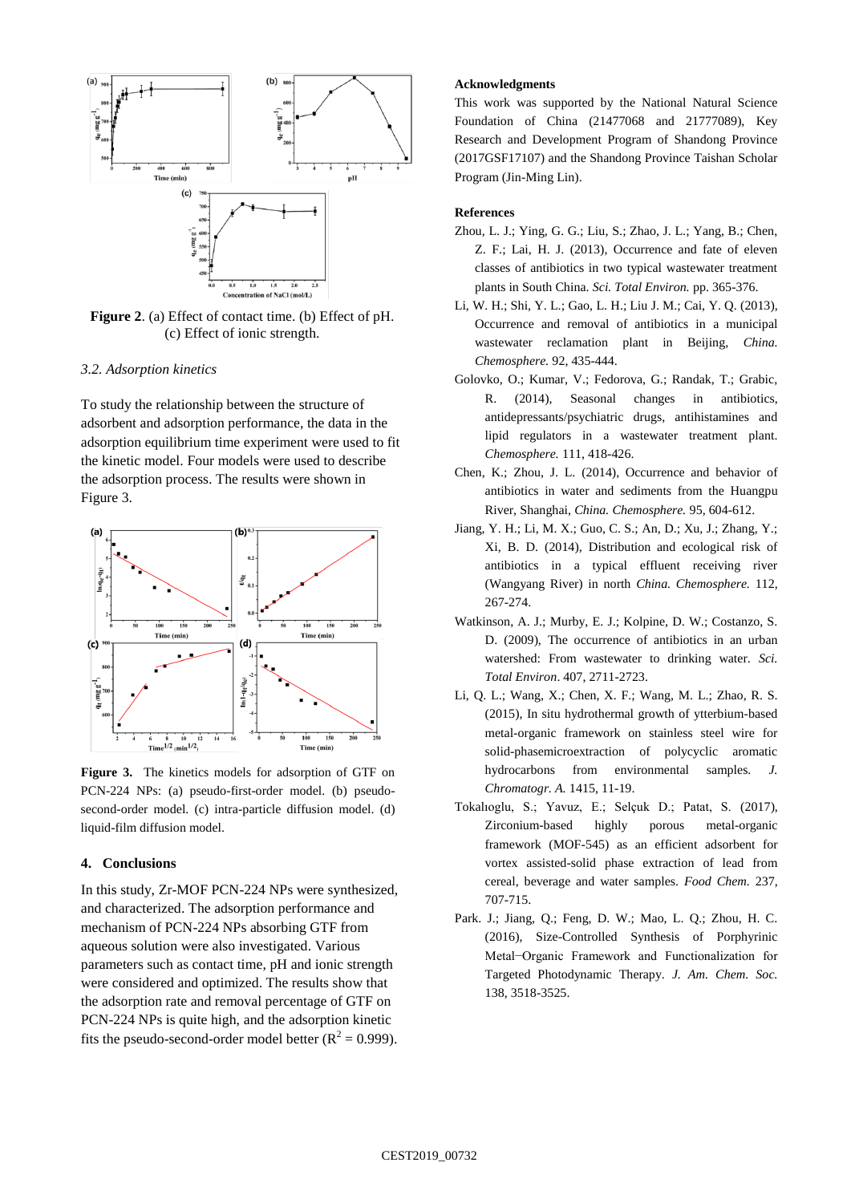(a)
900
800
700
600
500
$q_e$ (mg g$^{-1}$)
0 200 400 600 800
Time (min)

(b)
800
600
400
200
0
$q_e$ (mg g$^{-1}$)
3 4 5 6 7 8 9
pH

(c)
750
700
650
600
550
500
450
$q_e$ (mg g$^{-1}$)
0.0 0.5 1.0 1.5 2.0 2.5
Concentration of NaCl (mol/L)

**Figure 2**. (a) Effect of contact time. (b) Effect of pH. (c) Effect of ionic strength.

### *3.2. Adsorption kinetics*

To study the relationship between the structure of adsorbent and adsorption performance, the data in the adsorption equilibrium time experiment were used to fit the kinetic model. Four models were used to describe the adsorption process. The results were shown in Figure 3.

(a)
6
5
4
3
2
$\ln(q_e-q_t)$
0 50 100 150 200 250
Time (min)

(b)
0.3
0.2
0.1
0.0
$t/q_t$
0 50 100 150 200 250
Time (min)

(c)
900
800
700
600
$q_t$ (mg g$^{-1}$)
2 4 6 8 10 12 14 16
Time$^{1/2}$ (min$^{1/2}$)

(d)
-1
-2
-3
-4
-5
$\ln(1-q_t/q_e)$
0 50 100 150 200 250
Time (min)

**Figure 3.** The kinetics models for adsorption of GTF on PCN-224 NPs: (a) pseudo-first-order model. (b) pseudo-second-order model. (c) intra-particle diffusion model. (d) liquid-film diffusion model.

## 4. Conclusions

In this study, Zr-MOF PCN-224 NPs were synthesized, and characterized. The adsorption performance and mechanism of PCN-224 NPs absorbing GTF from aqueous solution were also investigated. Various parameters such as contact time, pH and ionic strength were considered and optimized. The results show that the adsorption rate and removal percentage of GTF on PCN-224 NPs is quite high, and the adsorption kinetic fits the pseudo-second-order model better ($R^2$ = 0.999).

### Acknowledgments

This work was supported by the National Natural Science Foundation of China (21477068 and 21777089), Key Research and Development Program of Shandong Province (2017GSF17107) and the Shandong Province Taishan Scholar Program (Jin-Ming Lin).

### References

Zhou, L. J.; Ying, G. G.; Liu, S.; Zhao, J. L.; Yang, B.; Chen, Z. F.; Lai, H. J. (2013), Occurrence and fate of eleven classes of antibiotics in two typical wastewater treatment plants in South China. *Sci. Total Environ.* pp. 365-376.

Li, W. H.; Shi, Y. L.; Gao, L. H.; Liu J. M.; Cai, Y. Q. (2013), Occurrence and removal of antibiotics in a municipal wastewater reclamation plant in Beijing, *China. Chemosphere.* 92, 435-444.

Golovko, O.; Kumar, V.; Fedorova, G.; Randak, T.; Grabic, R. (2014), Seasonal changes in antibiotics, antidepressants/psychiatric drugs, antihistamines and lipid regulators in a wastewater treatment plant. *Chemosphere.* 111, 418-426.

Chen, K.; Zhou, J. L. (2014), Occurrence and behavior of antibiotics in water and sediments from the Huangpu River, Shanghai, *China. Chemosphere.* 95, 604-612.

Jiang, Y. H.; Li, M. X.; Guo, C. S.; An, D.; Xu, J.; Zhang, Y.; Xi, B. D. (2014), Distribution and ecological risk of antibiotics in a typical effluent receiving river (Wangyang River) in north *China. Chemosphere.* 112, 267-274.

Watkinson, A. J.; Murby, E. J.; Kolpine, D. W.; Costanzo, S. D. (2009), The occurrence of antibiotics in an urban watershed: From wastewater to drinking water. *Sci. Total Environ*. 407, 2711-2723.

Li, Q. L.; Wang, X.; Chen, X. F.; Wang, M. L.; Zhao, R. S. (2015), In situ hydrothermal growth of ytterbium-based metal-organic framework on stainless steel wire for solid-phasemicroextraction of polycyclic aromatic hydrocarbons from environmental samples. *J. Chromatogr. A.* 1415, 11-19.

Tokalıoglu, S.; Yavuz, E.; Selçuk D.; Patat, S. (2017), Zirconium-based highly porous metal-organic framework (MOF-545) as an efficient adsorbent for vortex assisted-solid phase extraction of lead from cereal, beverage and water samples. *Food Chem.* 237, 707-715.

Park. J.; Jiang, Q.; Feng, D. W.; Mao, L. Q.; Zhou, H. C. (2016), Size-Controlled Synthesis of Porphyrinic Metal−Organic Framework and Functionalization for Targeted Photodynamic Therapy. *J. Am. Chem. Soc.* 138, 3518-3525.